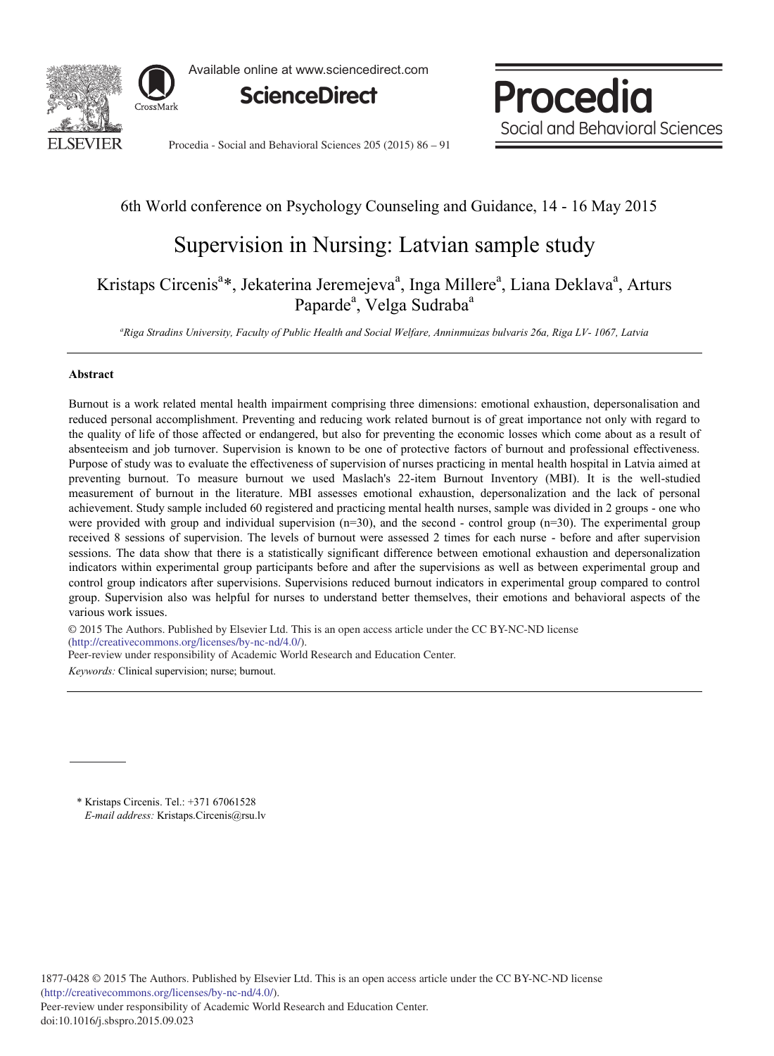6th World conference on Psychology Counseling and Guidance, 14 - 16 May 2015

# Supervision in Nursing: Latvian sample study

Kristaps Circenis[a]*, Jekaterina Jeremejeva[a], Inga Millere[a], Liana Deklava[a], Arturs Paparde[a], Velga Sudraba[a]

[a]Riga Stradins University, Faculty of Public Health and Social Welfare, Anninmuizas bulvaris 26a, Riga LV- 1067, Latvia

## Abstract

Burnout is a work related mental health impairment comprising three dimensions: emotional exhaustion, depersonalisation and reduced personal accomplishment. Preventing and reducing work related burnout is of great importance not only with regard to the quality of life of those affected or endangered, but also for preventing the economic losses which come about as a result of absenteeism and job turnover. Supervision is known to be one of protective factors of burnout and professional effectiveness. Purpose of study was to evaluate the effectiveness of supervision of nurses practicing in mental health hospital in Latvia aimed at preventing burnout. To measure burnout we used Maslach's 22-item Burnout Inventory (MBI). It is the well-studied measurement of burnout in the literature. MBI assesses emotional exhaustion, depersonalization and the lack of personal achievement. Study sample included 60 registered and practicing mental health nurses, sample was divided in 2 groups - one who were provided with group and individual supervision (n=30), and the second - control group (n=30). The experimental group received 8 sessions of supervision. The levels of burnout were assessed 2 times for each nurse - before and after supervision sessions. The data show that there is a statistically significant difference between emotional exhaustion and depersonalization indicators within experimental group participants before and after the supervisions as well as between experimental group and control group indicators after supervisions. Supervisions reduced burnout indicators in experimental group compared to control group. Supervision also was helpful for nurses to understand better themselves, their emotions and behavioral aspects of the various work issues.

© 2015 The Authors. Published by Elsevier Ltd. This is an open access article under the CC BY-NC-ND license (http://creativecommons.org/licenses/by-nc-nd/4.0/).
Peer-review under responsibility of Academic World Research and Education Center.

*Keywords:* Clinical supervision; nurse; burnout.

---

\* Kristaps Circenis. Tel.: +371 67061528
*E-mail address:* Kristaps.Circenis@rsu.lv

1877-0428 © 2015 The Authors. Published by Elsevier Ltd. This is an open access article under the CC BY-NC-ND license (http://creativecommons.org/licenses/by-nc-nd/4.0/).
Peer-review under responsibility of Academic World Research and Education Center.
doi:10.1016/j.sbspro.2015.09.023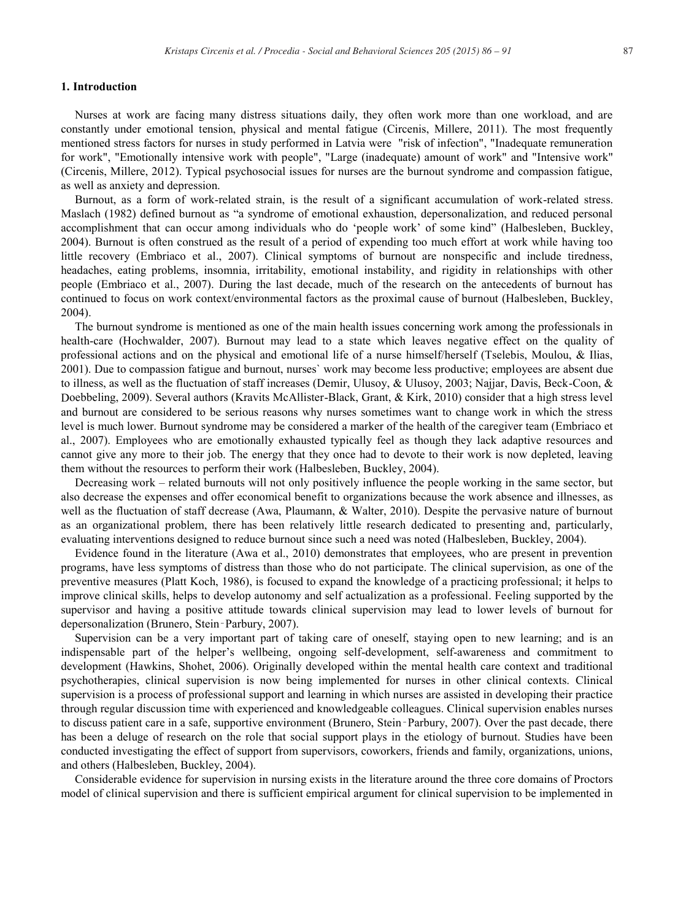## 1. Introduction

Nurses at work are facing many distress situations daily, they often work more than one workload, and are constantly under emotional tension, physical and mental fatigue (Circenis, Millere, 2011). The most frequently mentioned stress factors for nurses in study performed in Latvia were "risk of infection", "Inadequate remuneration for work", "Emotionally intensive work with people", "Large (inadequate) amount of work" and "Intensive work" (Circenis, Millere, 2012). Typical psychosocial issues for nurses are the burnout syndrome and compassion fatigue, as well as anxiety and depression.

Burnout, as a form of work-related strain, is the result of a significant accumulation of work-related stress. Maslach (1982) defined burnout as "a syndrome of emotional exhaustion, depersonalization, and reduced personal accomplishment that can occur among individuals who do 'people work' of some kind" (Halbesleben, Buckley, 2004). Burnout is often construed as the result of a period of expending too much effort at work while having too little recovery (Embriaco et al., 2007). Clinical symptoms of burnout are nonspecific and include tiredness, headaches, eating problems, insomnia, irritability, emotional instability, and rigidity in relationships with other people (Embriaco et al., 2007). During the last decade, much of the research on the antecedents of burnout has continued to focus on work context/environmental factors as the proximal cause of burnout (Halbesleben, Buckley, 2004).

The burnout syndrome is mentioned as one of the main health issues concerning work among the professionals in health-care (Hochwalder, 2007). Burnout may lead to a state which leaves negative effect on the quality of professional actions and on the physical and emotional life of a nurse himself/herself (Tselebis, Moulou, & Ilias, 2001). Due to compassion fatigue and burnout, nurses` work may become less productive; employees are absent due to illness, as well as the fluctuation of staff increases (Demir, Ulusoy, & Ulusoy, 2003; Najjar, Davis, Beck-Coon, & Doebbeling, 2009). Several authors (Kravits McAllister-Black, Grant, & Kirk, 2010) consider that a high stress level and burnout are considered to be serious reasons why nurses sometimes want to change work in which the stress level is much lower. Burnout syndrome may be considered a marker of the health of the caregiver team (Embriaco et al., 2007). Employees who are emotionally exhausted typically feel as though they lack adaptive resources and cannot give any more to their job. The energy that they once had to devote to their work is now depleted, leaving them without the resources to perform their work (Halbesleben, Buckley, 2004).

Decreasing work – related burnouts will not only positively influence the people working in the same sector, but also decrease the expenses and offer economical benefit to organizations because the work absence and illnesses, as well as the fluctuation of staff decrease (Awa, Plaumann, & Walter, 2010). Despite the pervasive nature of burnout as an organizational problem, there has been relatively little research dedicated to presenting and, particularly, evaluating interventions designed to reduce burnout since such a need was noted (Halbesleben, Buckley, 2004).

Evidence found in the literature (Awa et al., 2010) demonstrates that employees, who are present in prevention programs, have less symptoms of distress than those who do not participate. The clinical supervision, as one of the preventive measures (Platt Koch, 1986), is focused to expand the knowledge of a practicing professional; it helps to improve clinical skills, helps to develop autonomy and self actualization as a professional. Feeling supported by the supervisor and having a positive attitude towards clinical supervision may lead to lower levels of burnout for depersonalization (Brunero, Stein‑Parbury, 2007).

Supervision can be a very important part of taking care of oneself, staying open to new learning; and is an indispensable part of the helper's wellbeing, ongoing self-development, self-awareness and commitment to development (Hawkins, Shohet, 2006). Originally developed within the mental health care context and traditional psychotherapies, clinical supervision is now being implemented for nurses in other clinical contexts. Clinical supervision is a process of professional support and learning in which nurses are assisted in developing their practice through regular discussion time with experienced and knowledgeable colleagues. Clinical supervision enables nurses to discuss patient care in a safe, supportive environment (Brunero, Stein‑Parbury, 2007). Over the past decade, there has been a deluge of research on the role that social support plays in the etiology of burnout. Studies have been conducted investigating the effect of support from supervisors, coworkers, friends and family, organizations, unions, and others (Halbesleben, Buckley, 2004).

Considerable evidence for supervision in nursing exists in the literature around the three core domains of Proctors model of clinical supervision and there is sufficient empirical argument for clinical supervision to be implemented in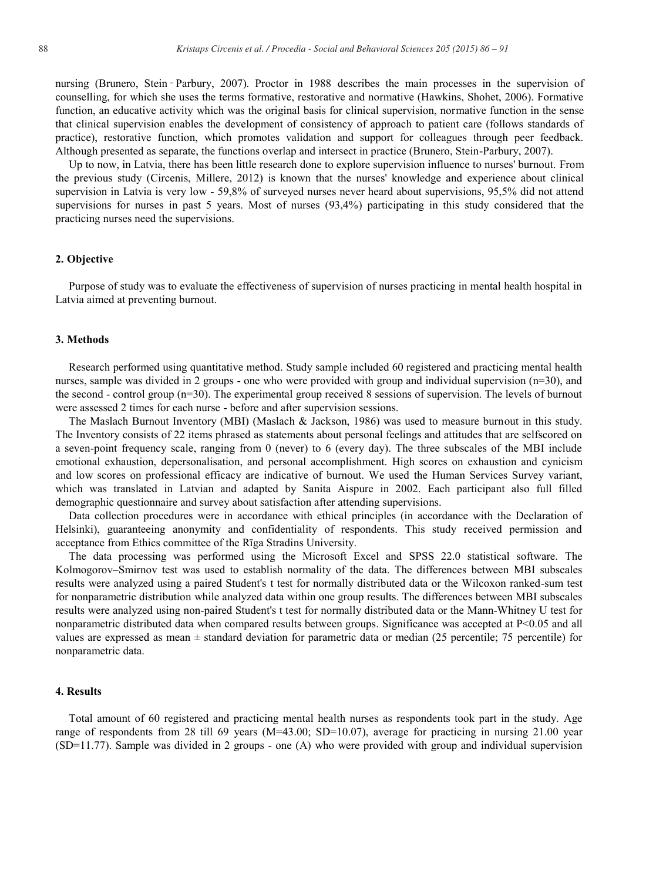nursing (Brunero, Stein‐Parbury, 2007). Proctor in 1988 describes the main processes in the supervision of counselling, for which she uses the terms formative, restorative and normative (Hawkins, Shohet, 2006). Formative function, an educative activity which was the original basis for clinical supervision, normative function in the sense that clinical supervision enables the development of consistency of approach to patient care (follows standards of practice), restorative function, which promotes validation and support for colleagues through peer feedback. Although presented as separate, the functions overlap and intersect in practice (Brunero, Stein-Parbury, 2007).

Up to now, in Latvia, there has been little research done to explore supervision influence to nurses' burnout. From the previous study (Circenis, Millere, 2012) is known that the nurses' knowledge and experience about clinical supervision in Latvia is very low - 59,8% of surveyed nurses never heard about supervisions, 95,5% did not attend supervisions for nurses in past 5 years. Most of nurses (93,4%) participating in this study considered that the practicing nurses need the supervisions.

## 2. Objective

Purpose of study was to evaluate the effectiveness of supervision of nurses practicing in mental health hospital in Latvia aimed at preventing burnout.

## 3. Methods

Research performed using quantitative method. Study sample included 60 registered and practicing mental health nurses, sample was divided in 2 groups - one who were provided with group and individual supervision (n=30), and the second - control group (n=30). The experimental group received 8 sessions of supervision. The levels of burnout were assessed 2 times for each nurse - before and after supervision sessions.

The Maslach Burnout Inventory (MBI) (Maslach & Jackson, 1986) was used to measure burnout in this study. The Inventory consists of 22 items phrased as statements about personal feelings and attitudes that are selfscored on a seven-point frequency scale, ranging from 0 (never) to 6 (every day). The three subscales of the MBI include emotional exhaustion, depersonalisation, and personal accomplishment. High scores on exhaustion and cynicism and low scores on professional efficacy are indicative of burnout. We used the Human Services Survey variant, which was translated in Latvian and adapted by Sanita Aispure in 2002. Each participant also full filled demographic questionnaire and survey about satisfaction after attending supervisions.

Data collection procedures were in accordance with ethical principles (in accordance with the Declaration of Helsinki), guaranteeing anonymity and confidentiality of respondents. This study received permission and acceptance from Ethics committee of the Rīga Stradins University.

The data processing was performed using the Microsoft Excel and SPSS 22.0 statistical software. The Kolmogorov–Smirnov test was used to establish normality of the data. The differences between MBI subscales results were analyzed using a paired Student's t test for normally distributed data or the Wilcoxon ranked-sum test for nonparametric distribution while analyzed data within one group results. The differences between MBI subscales results were analyzed using non-paired Student's t test for normally distributed data or the Mann-Whitney U test for nonparametric distributed data when compared results between groups. Significance was accepted at $P<0.05$ and all values are expressed as mean ± standard deviation for parametric data or median (25 percentile; 75 percentile) for nonparametric data.

## 4. Results

Total amount of 60 registered and practicing mental health nurses as respondents took part in the study. Age range of respondents from 28 till 69 years (M=43.00; SD=10.07), average for practicing in nursing 21.00 year (SD=11.77). Sample was divided in 2 groups - one (A) who were provided with group and individual supervision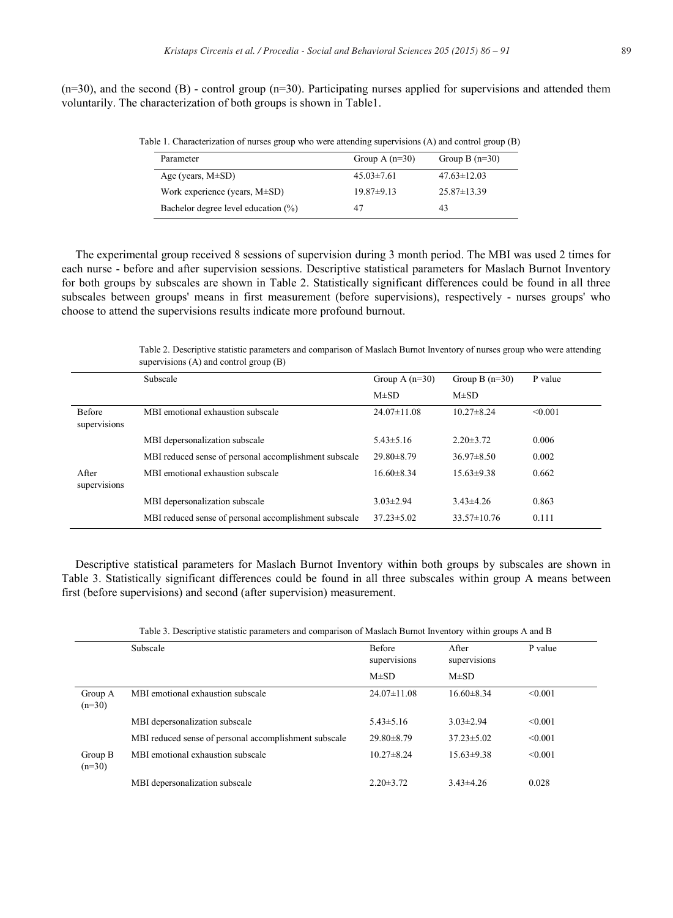(n=30), and the second (B) - control group (n=30). Participating nurses applied for supervisions and attended them voluntarily. The characterization of both groups is shown in Table1.

Table 1. Characterization of nurses group who were attending supervisions (A) and control group (B)

| Parameter | Group A (n=30) | Group B (n=30) |
|---|---|---|
| Age (years, M±SD) | 45.03±7.61 | 47.63±12.03 |
| Work experience (years, M±SD) | 19.87±9.13 | 25.87±13.39 |
| Bachelor degree level education (%) | 47 | 43 |

The experimental group received 8 sessions of supervision during 3 month period. The MBI was used 2 times for each nurse - before and after supervision sessions. Descriptive statistical parameters for Maslach Burnot Inventory for both groups by subscales are shown in Table 2. Statistically significant differences could be found in all three subscales between groups' means in first measurement (before supervisions), respectively - nurses groups' who choose to attend the supervisions results indicate more profound burnout.

Table 2. Descriptive statistic parameters and comparison of Maslach Burnot Inventory of nurses group who were attending supervisions (A) and control group (B)

| | Subscale | Group A (n=30) | Group B (n=30) | P value |
|---|---|---|---|---|
| | | M±SD | M±SD | |
| Before supervisions | MBI emotional exhaustion subscale | 24.07±11.08 | 10.27±8.24 | <0.001 |
| | MBI depersonalization subscale | 5.43±5.16 | 2.20±3.72 | 0.006 |
| | MBI reduced sense of personal accomplishment subscale | 29.80±8.79 | 36.97±8.50 | 0.002 |
| After supervisions | MBI emotional exhaustion subscale | 16.60±8.34 | 15.63±9.38 | 0.662 |
| | MBI depersonalization subscale | 3.03±2.94 | 3.43±4.26 | 0.863 |
| | MBI reduced sense of personal accomplishment subscale | 37.23±5.02 | 33.57±10.76 | 0.111 |

Descriptive statistical parameters for Maslach Burnot Inventory within both groups by subscales are shown in Table 3. Statistically significant differences could be found in all three subscales within group A means between first (before supervisions) and second (after supervision) measurement.

Table 3. Descriptive statistic parameters and comparison of Maslach Burnot Inventory within groups A and B

| | Subscale | Before supervisions | After supervisions | P value |
|---|---|---|---|---|
| | | M±SD | M±SD | |
| Group A (n=30) | MBI emotional exhaustion subscale | 24.07±11.08 | 16.60±8.34 | <0.001 |
| | MBI depersonalization subscale | 5.43±5.16 | 3.03±2.94 | <0.001 |
| | MBI reduced sense of personal accomplishment subscale | 29.80±8.79 | 37.23±5.02 | <0.001 |
| Group B (n=30) | MBI emotional exhaustion subscale | 10.27±8.24 | 15.63±9.38 | <0.001 |
| | MBI depersonalization subscale | 2.20±3.72 | 3.43±4.26 | 0.028 |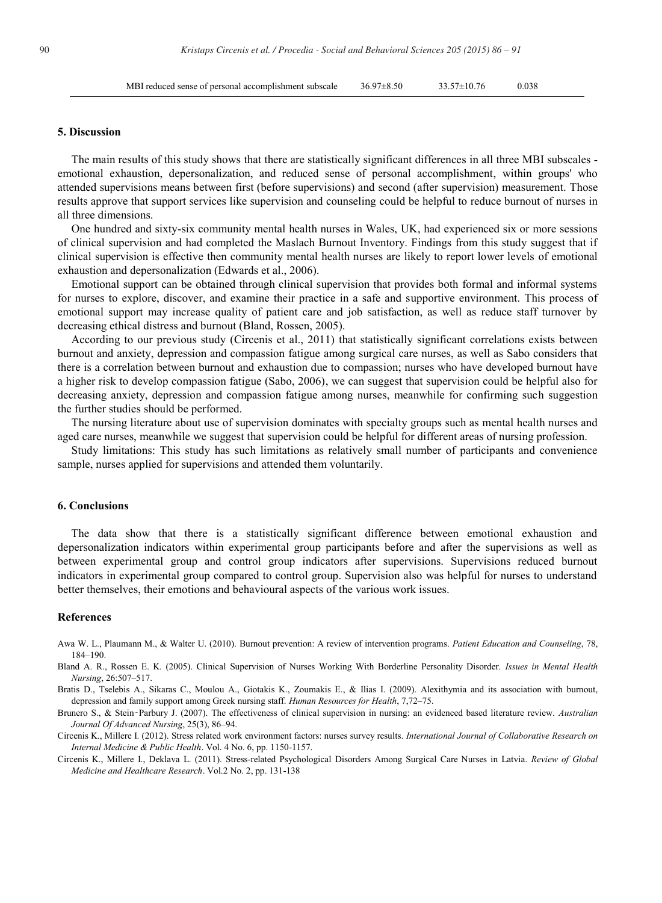| | | | |
|---|---|---|---|
| MBI reduced sense of personal accomplishment subscale | 36.97±8.50 | 33.57±10.76 | 0.038 |

## 5. Discussion

The main results of this study shows that there are statistically significant differences in all three MBI subscales - emotional exhaustion, depersonalization, and reduced sense of personal accomplishment, within groups' who attended supervisions means between first (before supervisions) and second (after supervision) measurement. Those results approve that support services like supervision and counseling could be helpful to reduce burnout of nurses in all three dimensions.

One hundred and sixty-six community mental health nurses in Wales, UK, had experienced six or more sessions of clinical supervision and had completed the Maslach Burnout Inventory. Findings from this study suggest that if clinical supervision is effective then community mental health nurses are likely to report lower levels of emotional exhaustion and depersonalization (Edwards et al., 2006).

Emotional support can be obtained through clinical supervision that provides both formal and informal systems for nurses to explore, discover, and examine their practice in a safe and supportive environment. This process of emotional support may increase quality of patient care and job satisfaction, as well as reduce staff turnover by decreasing ethical distress and burnout (Bland, Rossen, 2005).

According to our previous study (Circenis et al., 2011) that statistically significant correlations exists between burnout and anxiety, depression and compassion fatigue among surgical care nurses, as well as Sabo considers that there is a correlation between burnout and exhaustion due to compassion; nurses who have developed burnout have a higher risk to develop compassion fatigue (Sabo, 2006), we can suggest that supervision could be helpful also for decreasing anxiety, depression and compassion fatigue among nurses, meanwhile for confirming such suggestion the further studies should be performed.

The nursing literature about use of supervision dominates with specialty groups such as mental health nurses and aged care nurses, meanwhile we suggest that supervision could be helpful for different areas of nursing profession.

Study limitations: This study has such limitations as relatively small number of participants and convenience sample, nurses applied for supervisions and attended them voluntarily.

## 6. Conclusions

The data show that there is a statistically significant difference between emotional exhaustion and depersonalization indicators within experimental group participants before and after the supervisions as well as between experimental group and control group indicators after supervisions. Supervisions reduced burnout indicators in experimental group compared to control group. Supervision also was helpful for nurses to understand better themselves, their emotions and behavioural aspects of the various work issues.

## References

Awa W. L., Plaumann M., & Walter U. (2010). Burnout prevention: A review of intervention programs. *Patient Education and Counseling*, 78, 184–190.

Bland A. R., Rossen E. K. (2005). Clinical Supervision of Nurses Working With Borderline Personality Disorder. *Issues in Mental Health Nursing*, 26:507–517.

Bratis D., Tselebis A., Sikaras C., Moulou A., Giotakis K., Zoumakis E., & Ilias I. (2009). Alexithymia and its association with burnout, depression and family support among Greek nursing staff. *Human Resources for Health*, 7,72–75.

Brunero S., & Stein‑Parbury J. (2007). The effectiveness of clinical supervision in nursing: an evidenced based literature review. *Australian Journal Of Advanced Nursing*, 25(3), 86–94.

Circenis K., Millere I. (2012). Stress related work environment factors: nurses survey results. *International Journal of Collaborative Research on Internal Medicine & Public Health*. Vol. 4 No. 6, pp. 1150-1157.

Circenis K., Millere I., Deklava L. (2011). Stress-related Psychological Disorders Among Surgical Care Nurses in Latvia. *Review of Global Medicine and Healthcare Research*. Vol.2 No. 2, pp. 131-138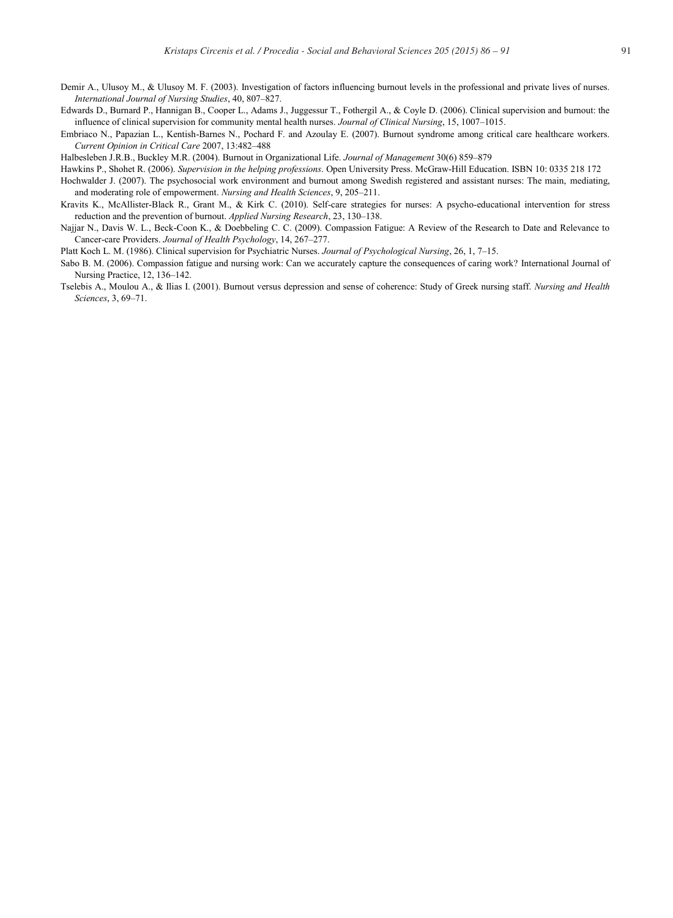Demir A., Ulusoy M., & Ulusoy M. F. (2003). Investigation of factors influencing burnout levels in the professional and private lives of nurses. *International Journal of Nursing Studies*, 40, 807–827.

Edwards D., Burnard P., Hannigan B., Cooper L., Adams J., Juggessur T., Fothergil A., & Coyle D. (2006). Clinical supervision and burnout: the influence of clinical supervision for community mental health nurses. *Journal of Clinical Nursing*, 15, 1007–1015.

Embriaco N., Papazian L., Kentish-Barnes N., Pochard F. and Azoulay E. (2007). Burnout syndrome among critical care healthcare workers. *Current Opinion in Critical Care* 2007, 13:482–488

Halbesleben J.R.B., Buckley M.R. (2004). Burnout in Organizational Life. *Journal of Management* 30(6) 859–879

Hawkins P., Shohet R. (2006). *Supervision in the helping professions*. Open University Press. McGraw-Hill Education. ISBN 10: 0335 218 172

Hochwalder J. (2007). The psychosocial work environment and burnout among Swedish registered and assistant nurses: The main, mediating, and moderating role of empowerment. *Nursing and Health Sciences*, 9, 205–211.

Kravits K., McAllister-Black R., Grant M., & Kirk C. (2010). Self-care strategies for nurses: A psycho-educational intervention for stress reduction and the prevention of burnout. *Applied Nursing Research*, 23, 130–138.

Najjar N., Davis W. L., Beck-Coon K., & Doebbeling C. C. (2009). Compassion Fatigue: A Review of the Research to Date and Relevance to Cancer-care Providers. *Journal of Health Psychology*, 14, 267–277.

Platt Koch L. M. (1986). Clinical supervision for Psychiatric Nurses. *Journal of Psychological Nursing*, 26, 1, 7–15.

Sabo B. M. (2006). Compassion fatigue and nursing work: Can we accurately capture the consequences of caring work? International Journal of Nursing Practice, 12, 136–142.

Tselebis A., Moulou A., & Ilias I. (2001). Burnout versus depression and sense of coherence: Study of Greek nursing staff. *Nursing and Health Sciences*, 3, 69–71.